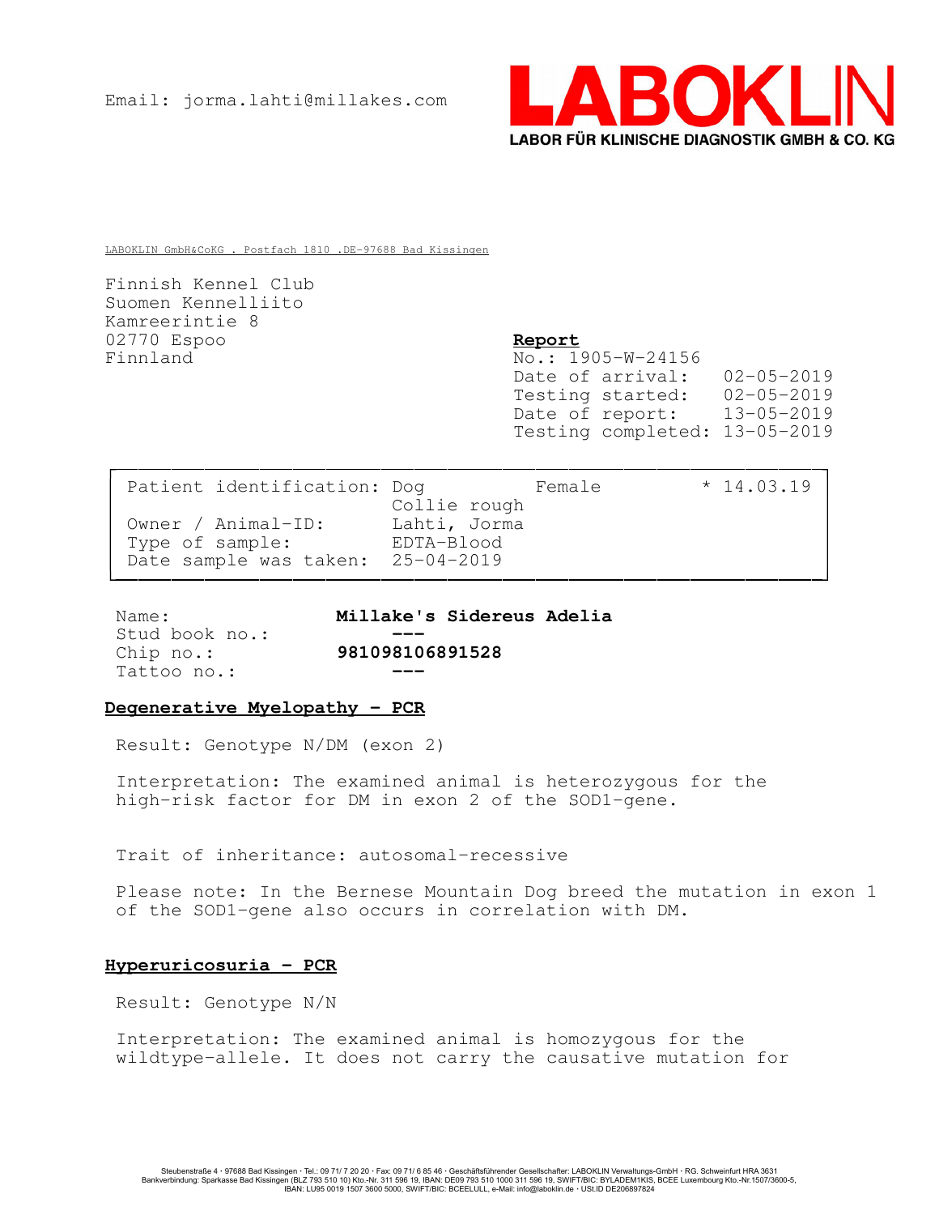Email: jorma.lahti@millakes.com

**LABOKLIN**
**LABOR FÜR KLINISCHE DIAGNOSTIK GMBH & CO. KG**

LABOKLIN GmbH&CoKG . Postfach 1810 .DE-97688 Bad Kissingen

Finnish Kennel Club
Suomen Kennelliito
Kamreerintie 8
02770 Espoo
Finnland

**Report**
No.: 1905-W-24156
Date of arrival: 02-05-2019
Testing started: 02-05-2019
Date of report: 13-05-2019
Testing completed: 13-05-2019

| | | | |
|---|---|---|---|
| Patient identification: | Dog<br>Collie rough | Female | * 14.03.19 |
| Owner / Animal-ID: | Lahti, Jorma | | |
| Type of sample: | EDTA-Blood | | |
| Date sample was taken: | 25-04-2019 | | |

Name: **Millake's Sidereus Adelia**
Stud book no.: **---**
Chip no.: **981098106891528**
Tattoo no.: **---**

## Degenerative Myelopathy - PCR

Result: Genotype N/DM (exon 2)

Interpretation: The examined animal is heterozygous for the high-risk factor for DM in exon 2 of the SOD1-gene.

Trait of inheritance: autosomal-recessive

Please note: In the Bernese Mountain Dog breed the mutation in exon 1 of the SOD1-gene also occurs in correlation with DM.

## Hyperuricosuria - PCR

Result: Genotype N/N

Interpretation: The examined animal is homozygous for the wildtype-allele. It does not carry the causative mutation for

Steubenstraße 4 · 97688 Bad Kissingen · Tel.: 09 71/ 7 20 20 · Fax: 09 71/ 6 85 46 · Geschäftsführender Gesellschafter: LABOKLIN Verwaltungs-GmbH · RG. Schweinfurt HRA 3631
Bankverbindung: Sparkasse Bad Kissingen (BLZ 793 510 10) Kto.-Nr. 311 596 19, IBAN: DE09 793 510 1000 311 596 19, SWIFT/BIC: BYLADEM1KIS, BCEE Luxembourg Kto.-Nr.1507/3600-5,
IBAN: LU95 0019 1507 3600 5000, SWIFT/BIC: BCEELULL, e-Mail: info@laboklin.de · USt.ID DE206897824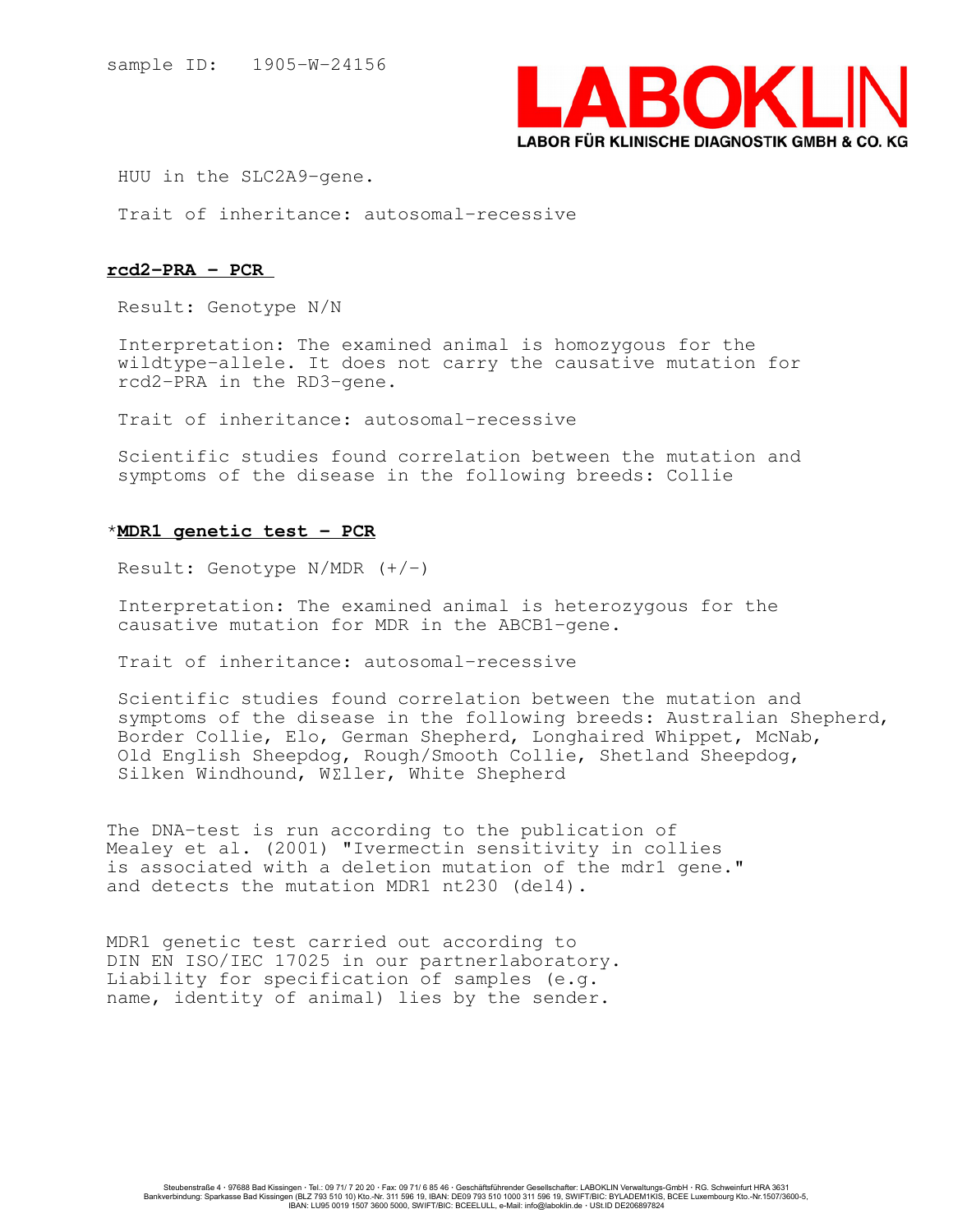sample ID: 1905-W-24156

HUU in the SLC2A9-gene.

Trait of inheritance: autosomal-recessive

**rcd2-PRA - PCR**

Result: Genotype N/N

Interpretation: The examined animal is homozygous for the wildtype-allele. It does not carry the causative mutation for rcd2-PRA in the RD3-gene.

Trait of inheritance: autosomal-recessive

Scientific studies found correlation between the mutation and symptoms of the disease in the following breeds: Collie

*__MDR1 genetic test - PCR__

Result: Genotype N/MDR (+/-)

Interpretation: The examined animal is heterozygous for the causative mutation for MDR in the ABCB1-gene.

Trait of inheritance: autosomal-recessive

Scientific studies found correlation between the mutation and symptoms of the disease in the following breeds: Australian Shepherd, Border Collie, Elo, German Shepherd, Longhaired Whippet, McNab, Old English Sheepdog, Rough/Smooth Collie, Shetland Sheepdog, Silken Windhound, WΣller, White Shepherd

The DNA-test is run according to the publication of Mealey et al. (2001) "Ivermectin sensitivity in collies is associated with a deletion mutation of the mdr1 gene." and detects the mutation MDR1 nt230 (del4).

MDR1 genetic test carried out according to DIN EN ISO/IEC 17025 in our partnerlaboratory. Liability for specification of samples (e.g. name, identity of animal) lies by the sender.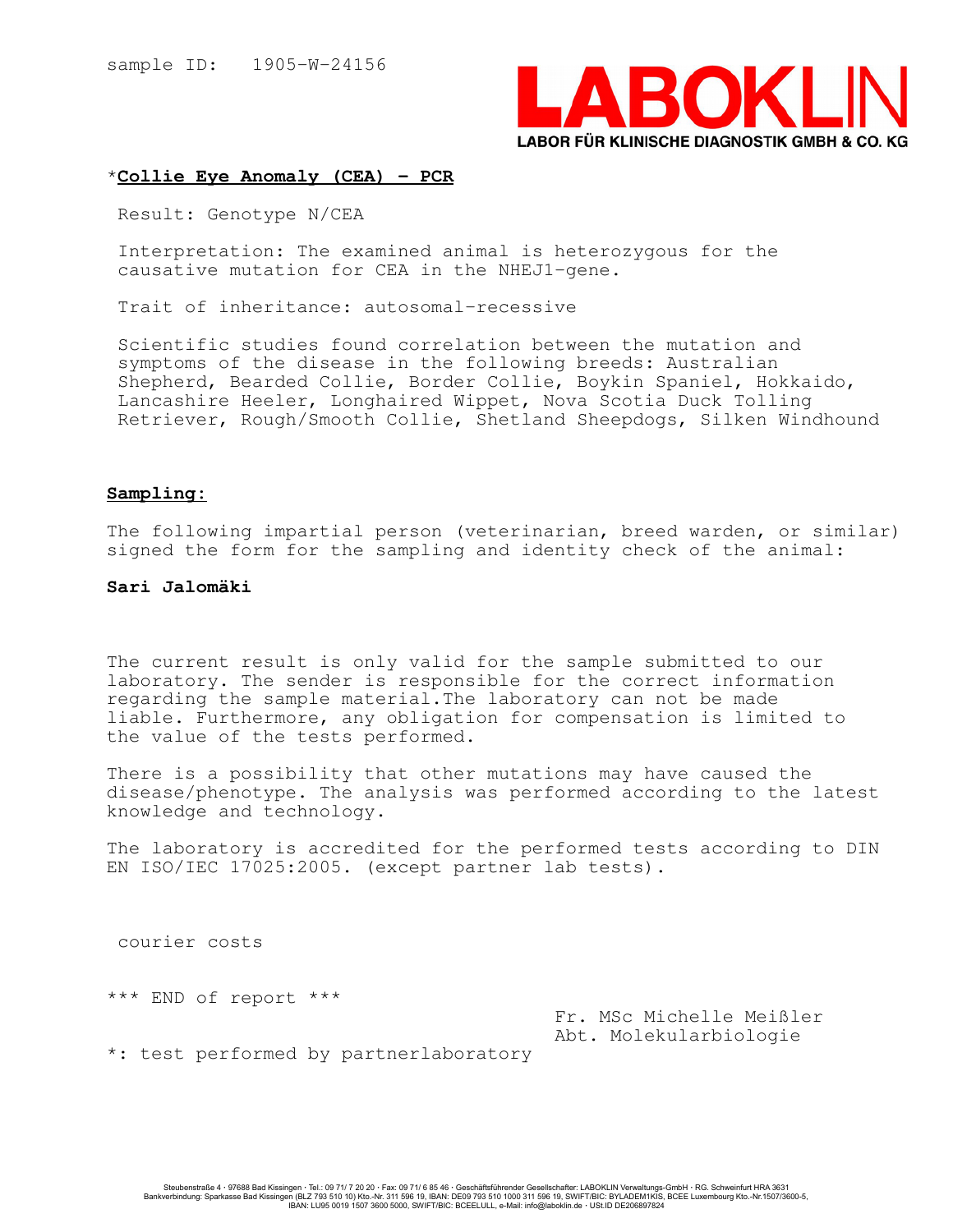sample ID: 1905-W-24156

**LABOKLIN**
**LABOR FÜR KLINISCHE DIAGNOSTIK GMBH & CO. KG**

### *Collie Eye Anomaly (CEA) - PCR

Result: Genotype N/CEA

Interpretation: The examined animal is heterozygous for the causative mutation for CEA in the NHEJ1-gene.

Trait of inheritance: autosomal-recessive

Scientific studies found correlation between the mutation and symptoms of the disease in the following breeds: Australian Shepherd, Bearded Collie, Border Collie, Boykin Spaniel, Hokkaido, Lancashire Heeler, Longhaired Wippet, Nova Scotia Duck Tolling Retriever, Rough/Smooth Collie, Shetland Sheepdogs, Silken Windhound

### Sampling:

The following impartial person (veterinarian, breed warden, or similar) signed the form for the sampling and identity check of the animal:

**Sari Jalomäki**

The current result is only valid for the sample submitted to our laboratory. The sender is responsible for the correct information regarding the sample material.The laboratory can not be made liable. Furthermore, any obligation for compensation is limited to the value of the tests performed.

There is a possibility that other mutations may have caused the disease/phenotype. The analysis was performed according to the latest knowledge and technology.

The laboratory is accredited for the performed tests according to DIN EN ISO/IEC 17025:2005. (except partner lab tests).

courier costs

*** END of report ***

Fr. MSc Michelle Meißler
Abt. Molekularbiologie

*: test performed by partnerlaboratory